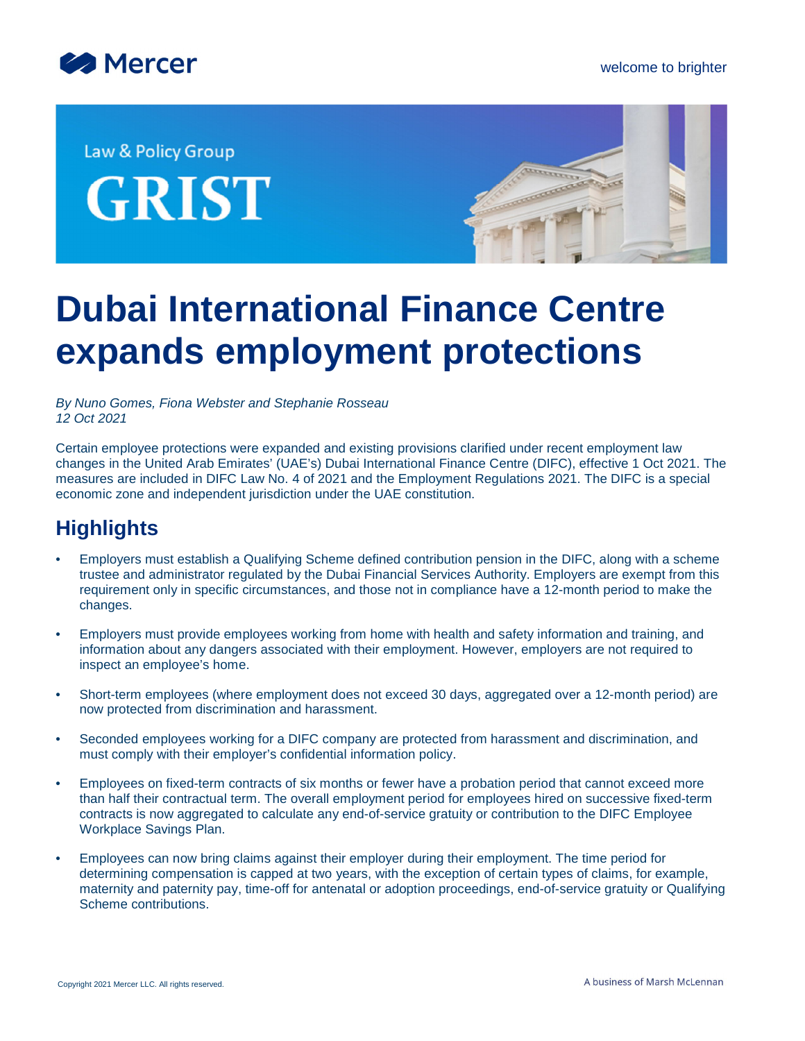Law & Policy Group

GRIST

# Dubai International Finance Centre expands employment protections

*By Nuno Gomes, Fiona Webster and Stephanie Rosseau*
*12 Oct 2021*

Certain employee protections were expanded and existing provisions clarified under recent employment law changes in the United Arab Emirates' (UAE's) Dubai International Finance Centre (DIFC), effective 1 Oct 2021. The measures are included in DIFC Law No. 4 of 2021 and the Employment Regulations 2021. The DIFC is a special economic zone and independent jurisdiction under the UAE constitution.

## Highlights

- Employers must establish a Qualifying Scheme defined contribution pension in the DIFC, along with a scheme trustee and administrator regulated by the Dubai Financial Services Authority. Employers are exempt from this requirement only in specific circumstances, and those not in compliance have a 12-month period to make the changes.
- Employers must provide employees working from home with health and safety information and training, and information about any dangers associated with their employment. However, employers are not required to inspect an employee's home.
- Short-term employees (where employment does not exceed 30 days, aggregated over a 12-month period) are now protected from discrimination and harassment.
- Seconded employees working for a DIFC company are protected from harassment and discrimination, and must comply with their employer's confidential information policy.
- Employees on fixed-term contracts of six months or fewer have a probation period that cannot exceed more than half their contractual term. The overall employment period for employees hired on successive fixed-term contracts is now aggregated to calculate any end-of-service gratuity or contribution to the DIFC Employee Workplace Savings Plan.
- Employees can now bring claims against their employer during their employment. The time period for determining compensation is capped at two years, with the exception of certain types of claims, for example, maternity and paternity pay, time-off for antenatal or adoption proceedings, end-of-service gratuity or Qualifying Scheme contributions.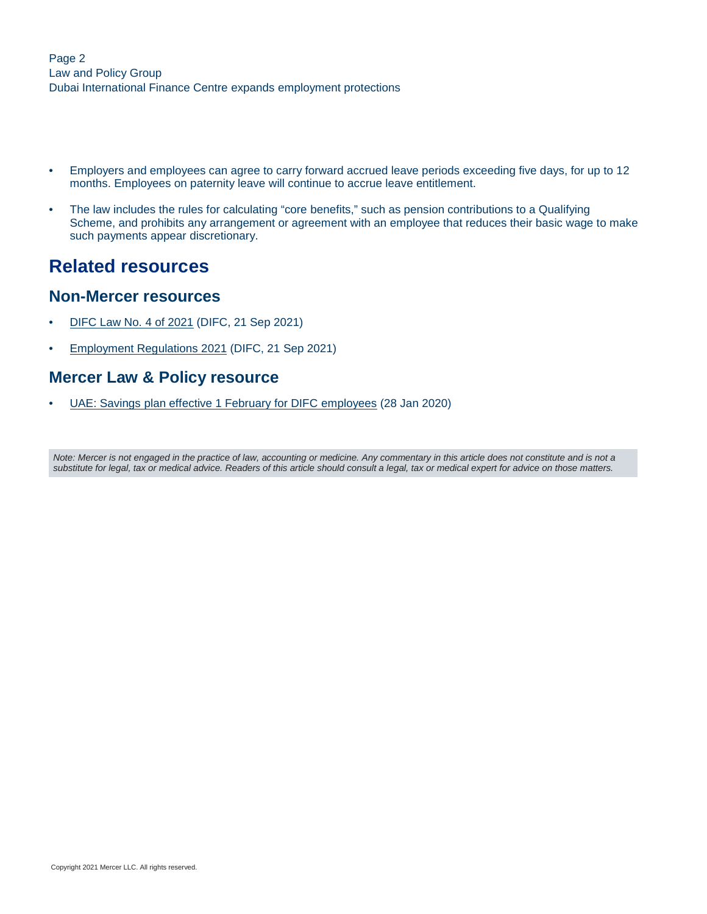- Employers and employees can agree to carry forward accrued leave periods exceeding five days, for up to 12 months. Employees on paternity leave will continue to accrue leave entitlement.
- The law includes the rules for calculating "core benefits," such as pension contributions to a Qualifying Scheme, and prohibits any arrangement or agreement with an employee that reduces their basic wage to make such payments appear discretionary.

# Related resources

## Non-Mercer resources

- DIFC Law No. 4 of 2021 (DIFC, 21 Sep 2021)
- Employment Regulations 2021 (DIFC, 21 Sep 2021)

## Mercer Law & Policy resource

- UAE: Savings plan effective 1 February for DIFC employees (28 Jan 2020)

*Note: Mercer is not engaged in the practice of law, accounting or medicine. Any commentary in this article does not constitute and is not a substitute for legal, tax or medical advice. Readers of this article should consult a legal, tax or medical expert for advice on those matters.*

Copyright 2021 Mercer LLC. All rights reserved.